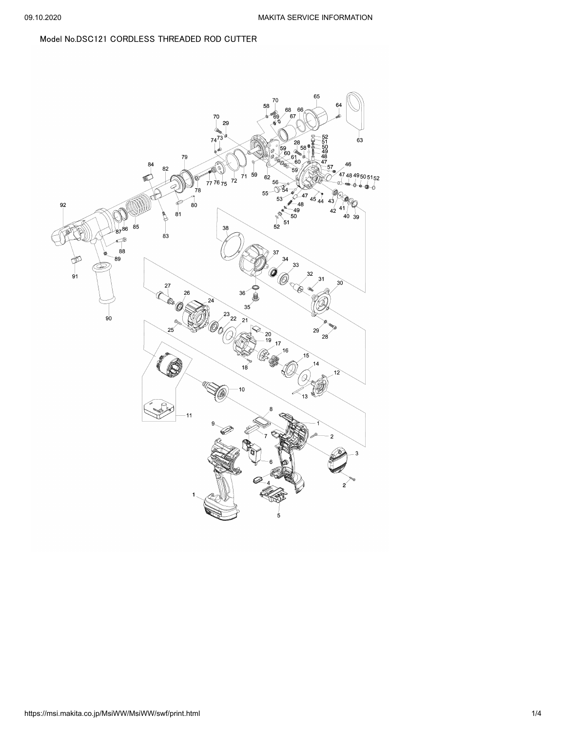Model No.DSC121 CORDLESS THREADED ROD CUTTER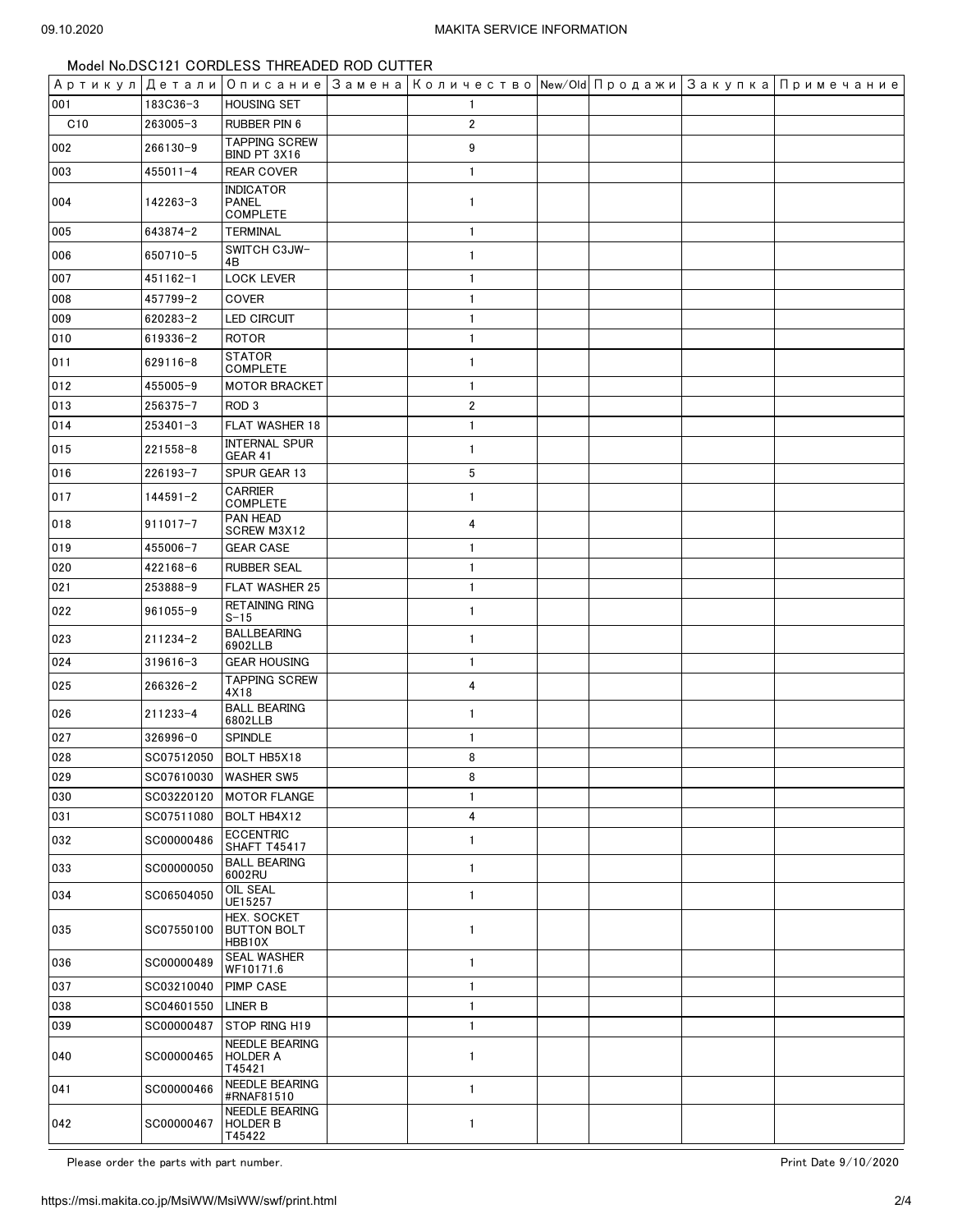Model No.DSC121 CORDLESS THREADED ROD CUTTER

| Артикул | Детали | Описание | Замена | Количество | New/Old | Продажи | Закупка | Примечание |
|---|---|---|---|---|---|---|---|---|
| 001 | 183C36-3 | HOUSING SET | | 1 | | | | |
| C10 | 263005-3 | RUBBER PIN 6 | | 2 | | | | |
| 002 | 266130-9 | TAPPING SCREW BIND PT 3X16 | | 9 | | | | |
| 003 | 455011-4 | REAR COVER | | 1 | | | | |
| 004 | 142263-3 | INDICATOR PANEL COMPLETE | | 1 | | | | |
| 005 | 643874-2 | TERMINAL | | 1 | | | | |
| 006 | 650710-5 | SWITCH C3JW-4B | | 1 | | | | |
| 007 | 451162-1 | LOCK LEVER | | 1 | | | | |
| 008 | 457799-2 | COVER | | 1 | | | | |
| 009 | 620283-2 | LED CIRCUIT | | 1 | | | | |
| 010 | 619336-2 | ROTOR | | 1 | | | | |
| 011 | 629116-8 | STATOR COMPLETE | | 1 | | | | |
| 012 | 455005-9 | MOTOR BRACKET | | 1 | | | | |
| 013 | 256375-7 | ROD 3 | | 2 | | | | |
| 014 | 253401-3 | FLAT WASHER 18 | | 1 | | | | |
| 015 | 221558-8 | INTERNAL SPUR GEAR 41 | | 1 | | | | |
| 016 | 226193-7 | SPUR GEAR 13 | | 5 | | | | |
| 017 | 144591-2 | CARRIER COMPLETE | | 1 | | | | |
| 018 | 911017-7 | PAN HEAD SCREW M3X12 | | 4 | | | | |
| 019 | 455006-7 | GEAR CASE | | 1 | | | | |
| 020 | 422168-6 | RUBBER SEAL | | 1 | | | | |
| 021 | 253888-9 | FLAT WASHER 25 | | 1 | | | | |
| 022 | 961055-9 | RETAINING RING S-15 | | 1 | | | | |
| 023 | 211234-2 | BALLBEARING 6902LLB | | 1 | | | | |
| 024 | 319616-3 | GEAR HOUSING | | 1 | | | | |
| 025 | 266326-2 | TAPPING SCREW 4X18 | | 4 | | | | |
| 026 | 211233-4 | BALL BEARING 6802LLB | | 1 | | | | |
| 027 | 326996-0 | SPINDLE | | 1 | | | | |
| 028 | SC07512050 | BOLT HB5X18 | | 8 | | | | |
| 029 | SC07610030 | WASHER SW5 | | 8 | | | | |
| 030 | SC03220120 | MOTOR FLANGE | | 1 | | | | |
| 031 | SC07511080 | BOLT HB4X12 | | 4 | | | | |
| 032 | SC00000486 | ECCENTRIC SHAFT T45417 | | 1 | | | | |
| 033 | SC00000050 | BALL BEARING 6002RU | | 1 | | | | |
| 034 | SC06504050 | OIL SEAL UE15257 | | 1 | | | | |
| 035 | SC07550100 | HEX. SOCKET BUTTON BOLT HBB10X | | 1 | | | | |
| 036 | SC00000489 | SEAL WASHER WF10171.6 | | 1 | | | | |
| 037 | SC03210040 | PIMP CASE | | 1 | | | | |
| 038 | SC04601550 | LINER B | | 1 | | | | |
| 039 | SC00000487 | STOP RING H19 | | 1 | | | | |
| 040 | SC00000465 | NEEDLE BEARING HOLDER A T45421 | | 1 | | | | |
| 041 | SC00000466 | NEEDLE BEARING #RNAF81510 | | 1 | | | | |
| 042 | SC00000467 | NEEDLE BEARING HOLDER B T45422 | | 1 | | | | |

Please order the parts with part number.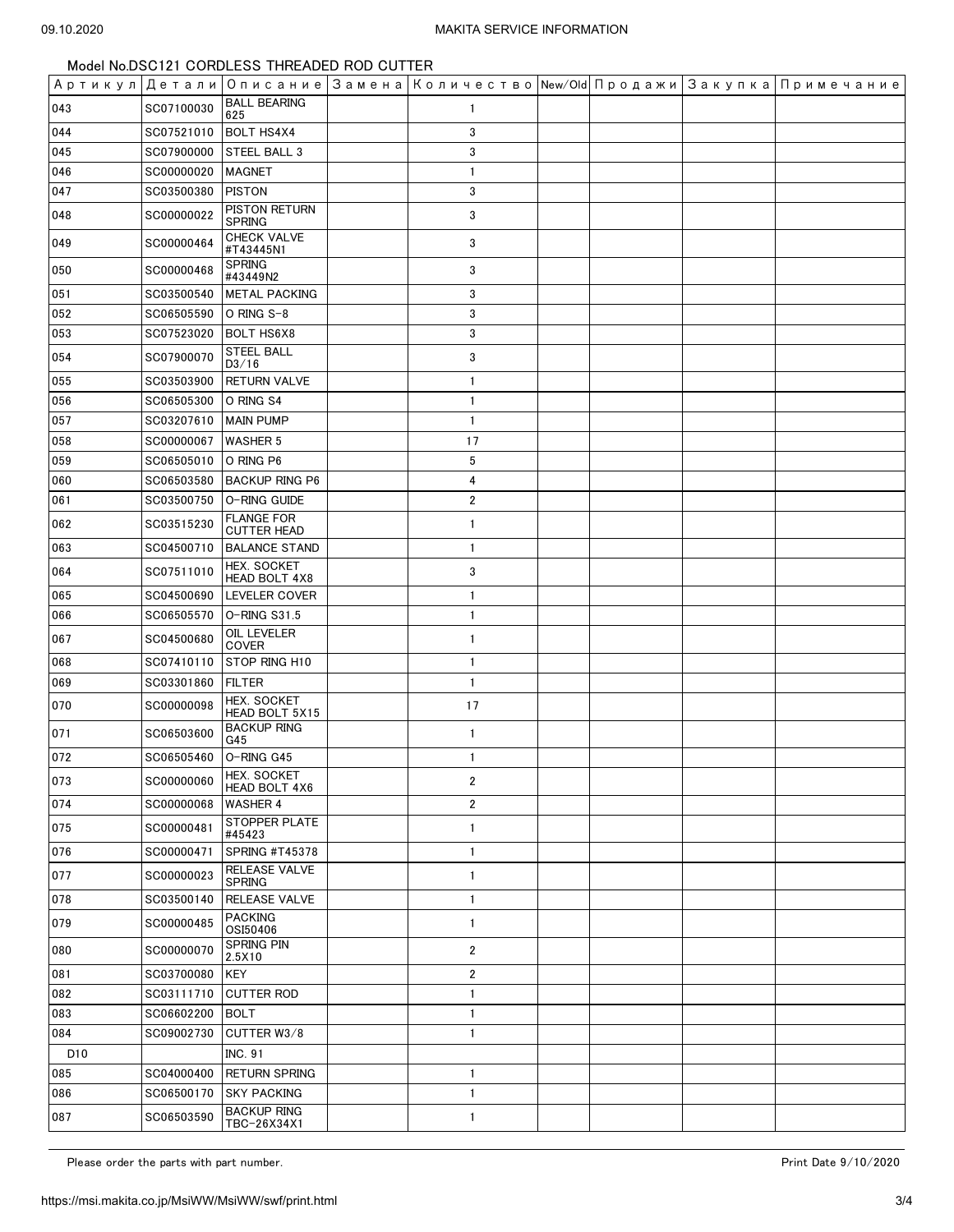Model No.DSC121 CORDLESS THREADED ROD CUTTER

| Артикул | Детали | Описание | Замена | Количество | New/Old | Продажи | Закупка | Примечание |
|---|---|---|---|---|---|---|---|---|
| 043 | SC07100030 | BALL BEARING 625 | | 1 | | | | |
| 044 | SC07521010 | BOLT HS4X4 | | 3 | | | | |
| 045 | SC07900000 | STEEL BALL 3 | | 3 | | | | |
| 046 | SC00000020 | MAGNET | | 1 | | | | |
| 047 | SC03500380 | PISTON | | 3 | | | | |
| 048 | SC00000022 | PISTON RETURN SPRING | | 3 | | | | |
| 049 | SC00000464 | CHECK VALVE #T43445N1 | | 3 | | | | |
| 050 | SC00000468 | SPRING #43449N2 | | 3 | | | | |
| 051 | SC03500540 | METAL PACKING | | 3 | | | | |
| 052 | SC06505590 | O RING S-8 | | 3 | | | | |
| 053 | SC07523020 | BOLT HS6X8 | | 3 | | | | |
| 054 | SC07900070 | STEEL BALL D3/16 | | 3 | | | | |
| 055 | SC03503900 | RETURN VALVE | | 1 | | | | |
| 056 | SC06505300 | O RING S4 | | 1 | | | | |
| 057 | SC03207610 | MAIN PUMP | | 1 | | | | |
| 058 | SC00000067 | WASHER 5 | | 17 | | | | |
| 059 | SC06505010 | O RING P6 | | 5 | | | | |
| 060 | SC06503580 | BACKUP RING P6 | | 4 | | | | |
| 061 | SC03500750 | O-RING GUIDE | | 2 | | | | |
| 062 | SC03515230 | FLANGE FOR CUTTER HEAD | | 1 | | | | |
| 063 | SC04500710 | BALANCE STAND | | 1 | | | | |
| 064 | SC07511010 | HEX. SOCKET HEAD BOLT 4X8 | | 3 | | | | |
| 065 | SC04500690 | LEVELER COVER | | 1 | | | | |
| 066 | SC06505570 | O-RING S31.5 | | 1 | | | | |
| 067 | SC04500680 | OIL LEVELER COVER | | 1 | | | | |
| 068 | SC07410110 | STOP RING H10 | | 1 | | | | |
| 069 | SC03301860 | FILTER | | 1 | | | | |
| 070 | SC00000098 | HEX. SOCKET HEAD BOLT 5X15 | | 17 | | | | |
| 071 | SC06503600 | BACKUP RING G45 | | 1 | | | | |
| 072 | SC06505460 | O-RING G45 | | 1 | | | | |
| 073 | SC00000060 | HEX. SOCKET HEAD BOLT 4X6 | | 2 | | | | |
| 074 | SC00000068 | WASHER 4 | | 2 | | | | |
| 075 | SC00000481 | STOPPER PLATE #45423 | | 1 | | | | |
| 076 | SC00000471 | SPRING #T45378 | | 1 | | | | |
| 077 | SC00000023 | RELEASE VALVE SPRING | | 1 | | | | |
| 078 | SC03500140 | RELEASE VALVE | | 1 | | | | |
| 079 | SC00000485 | PACKING OSI50406 | | 1 | | | | |
| 080 | SC00000070 | SPRING PIN 2.5X10 | | 2 | | | | |
| 081 | SC03700080 | KEY | | 2 | | | | |
| 082 | SC03111710 | CUTTER ROD | | 1 | | | | |
| 083 | SC06602200 | BOLT | | 1 | | | | |
| 084 | SC09002730 | CUTTER W3/8 | | 1 | | | | |
| D10 | | INC. 91 | | | | | | |
| 085 | SC04000400 | RETURN SPRING | | 1 | | | | |
| 086 | SC06500170 | SKY PACKING | | 1 | | | | |
| 087 | SC06503590 | BACKUP RING TBC-26X34X1 | | 1 | | | | |

Please order the parts with part number.

Print Date 9/10/2020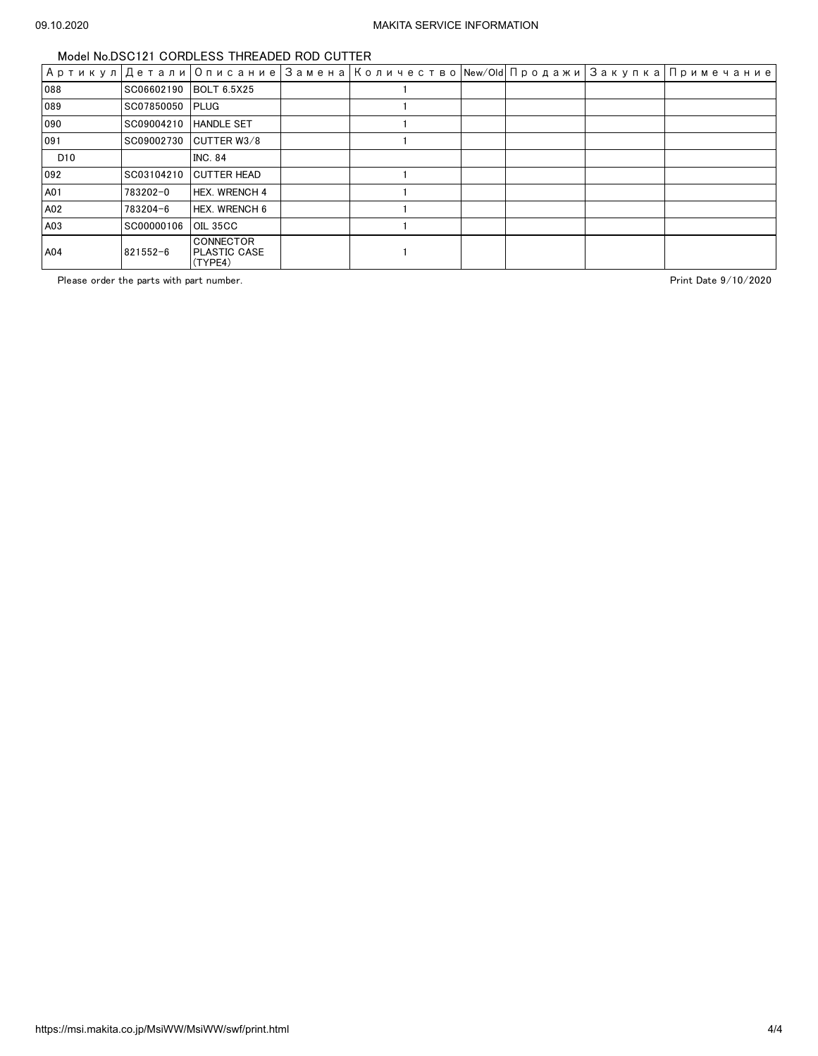Model No.DSC121 CORDLESS THREADED ROD CUTTER

| Артикул | Детали | Описание | Замена | Количество | New/Old | Продажи | Закупка | Примечание |
|---|---|---|---|---|---|---|---|---|
| 088 | SC06602190 | BOLT 6.5X25 | | 1 | | | | |
| 089 | SC07850050 | PLUG | | 1 | | | | |
| 090 | SC09004210 | HANDLE SET | | 1 | | | | |
| 091 | SC09002730 | CUTTER W3/8 | | 1 | | | | |
| D10 | | INC. 84 | | | | | | |
| 092 | SC03104210 | CUTTER HEAD | | 1 | | | | |
| A01 | 783202-0 | HEX. WRENCH 4 | | 1 | | | | |
| A02 | 783204-6 | HEX. WRENCH 6 | | 1 | | | | |
| A03 | SC00000106 | OIL 35CC | | 1 | | | | |
| A04 | 821552-6 | CONNECTOR PLASTIC CASE (TYPE4) | | 1 | | | | |

Please order the parts with part number.

Print Date 9/10/2020